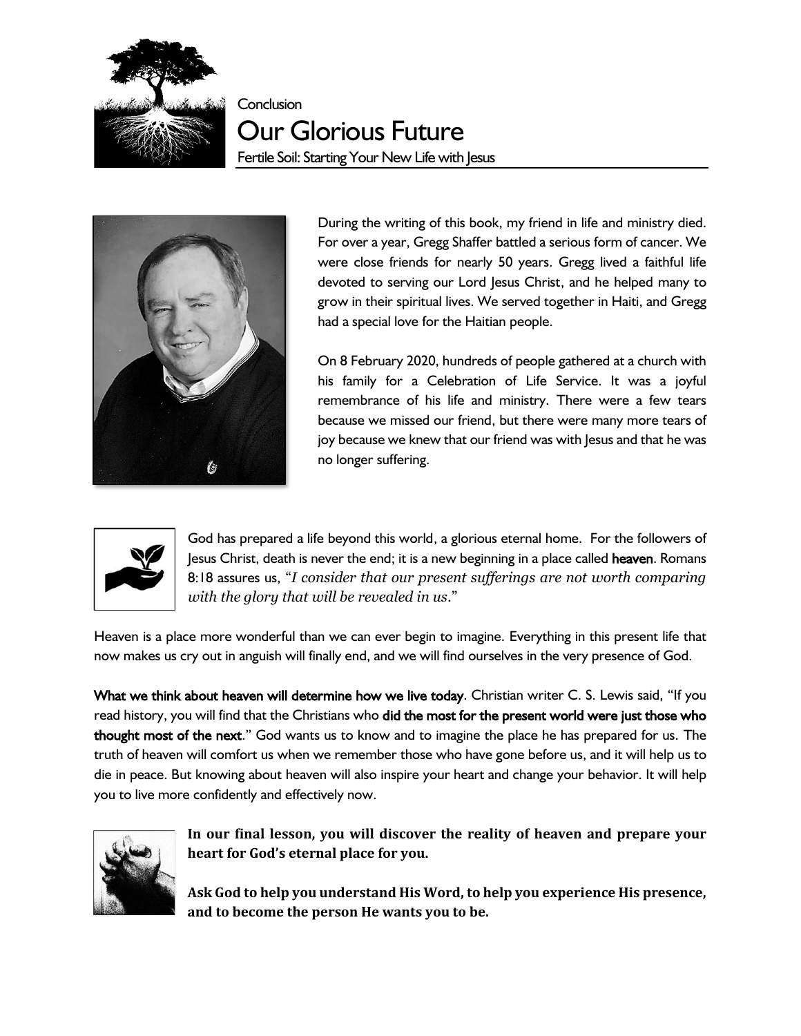Conclusion

# Our Glorious Future

Fertile Soil: Starting Your New Life with Jesus

During the writing of this book, my friend in life and ministry died. For over a year, Gregg Shaffer battled a serious form of cancer. We were close friends for nearly 50 years. Gregg lived a faithful life devoted to serving our Lord Jesus Christ, and he helped many to grow in their spiritual lives. We served together in Haiti, and Gregg had a special love for the Haitian people.

On 8 February 2020, hundreds of people gathered at a church with his family for a Celebration of Life Service. It was a joyful remembrance of his life and ministry. There were a few tears because we missed our friend, but there were many more tears of joy because we knew that our friend was with Jesus and that he was no longer suffering.

God has prepared a life beyond this world, a glorious eternal home. For the followers of Jesus Christ, death is never the end; it is a new beginning in a place called **heaven**. Romans 8:18 assures us, "*I consider that our present sufferings are not worth comparing with the glory that will be revealed in us*."

Heaven is a place more wonderful than we can ever begin to imagine. Everything in this present life that now makes us cry out in anguish will finally end, and we will find ourselves in the very presence of God.

**What we think about heaven will determine how we live today**. Christian writer C. S. Lewis said, "If you read history, you will find that the Christians who **did the most for the present world were just those who thought most of the next**." God wants us to know and to imagine the place he has prepared for us. The truth of heaven will comfort us when we remember those who have gone before us, and it will help us to die in peace. But knowing about heaven will also inspire your heart and change your behavior. It will help you to live more confidently and effectively now.

**In our final lesson, you will discover the reality of heaven and prepare your heart for God's eternal place for you.**

**Ask God to help you understand His Word, to help you experience His presence, and to become the person He wants you to be.**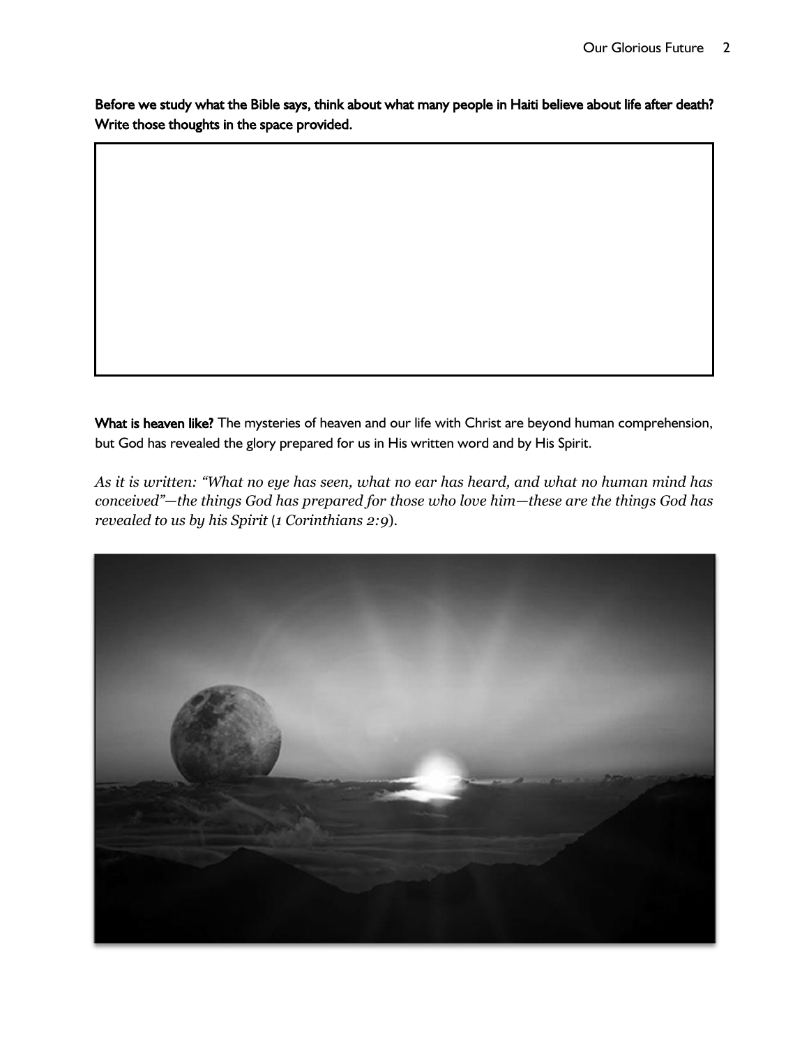**Before we study what the Bible says, think about what many people in Haiti believe about life after death? Write those thoughts in the space provided.**

**What is heaven like?** The mysteries of heaven and our life with Christ are beyond human comprehension, but God has revealed the glory prepared for us in His written word and by His Spirit.

*As it is written: "What no eye has seen, what no ear has heard, and what no human mind has conceived"—the things God has prepared for those who love him—these are the things God has revealed to us by his Spirit (1 Corinthians 2:9).*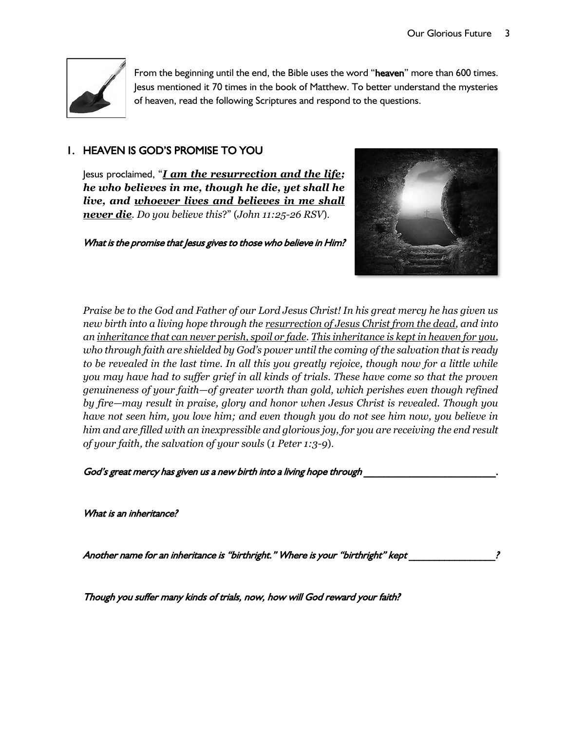From the beginning until the end, the Bible uses the word "**heaven**" more than 600 times. Jesus mentioned it 70 times in the book of Matthew. To better understand the mysteries of heaven, read the following Scriptures and respond to the questions.

## 1. HEAVEN IS GOD'S PROMISE TO YOU

Jesus proclaimed, "***I am the resurrection and the life; he who believes in me, though he die, yet shall he live, and whoever lives and believes in me shall never die****. Do you believe this?*" (*John 11:25-26 RSV*).

*What is the promise that Jesus gives to those who believe in Him?*

*Praise be to the God and Father of our Lord Jesus Christ! In his great mercy he has given us new birth into a living hope through the resurrection of Jesus Christ from the dead, and into an inheritance that can never perish, spoil or fade. This inheritance is kept in heaven for you, who through faith are shielded by God's power until the coming of the salvation that is ready to be revealed in the last time. In all this you greatly rejoice, though now for a little while you may have had to suffer grief in all kinds of trials. These have come so that the proven genuineness of your faith—of greater worth than gold, which perishes even though refined by fire—may result in praise, glory and honor when Jesus Christ is revealed. Though you have not seen him, you love him; and even though you do not see him now, you believe in him and are filled with an inexpressible and glorious joy, for you are receiving the end result of your faith, the salvation of your souls* (*1 Peter 1:3-9*).

*God's great mercy has given us a new birth into a living hope through \_\_\_\_\_\_\_\_\_\_\_\_\_\_\_\_\_\_\_\_\_\_\_\_.*

*What is an inheritance?*

*Another name for an inheritance is "birthright." Where is your "birthright" kept \_\_\_\_\_\_\_\_\_\_\_\_\_\_\_\_?*

*Though you suffer many kinds of trials, now, how will God reward your faith?*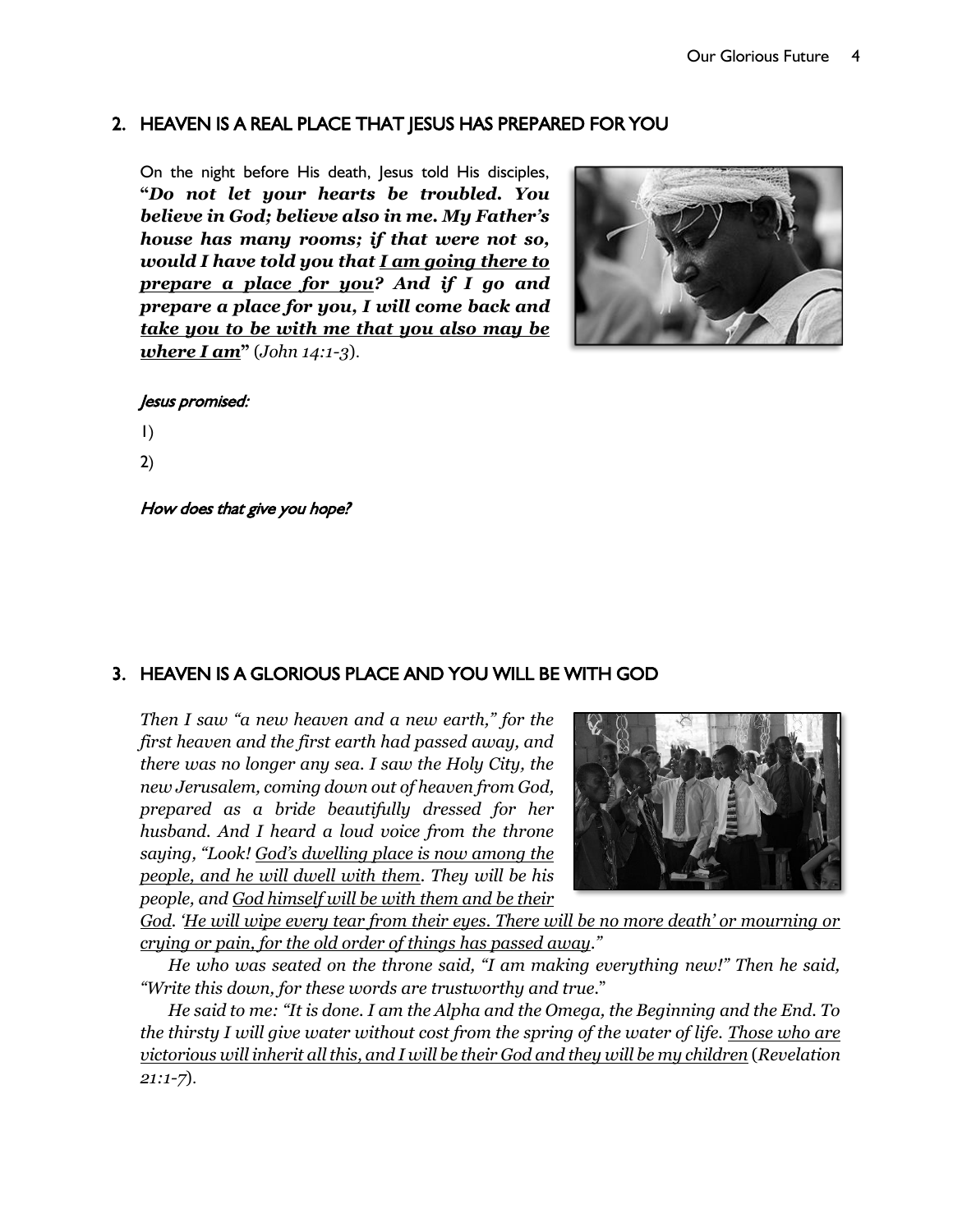## 2. HEAVEN IS A REAL PLACE THAT JESUS HAS PREPARED FOR YOU

On the night before His death, Jesus told His disciples, "***Do not let your hearts be troubled. You believe in God; believe also in me. My Father's house has many rooms; if that were not so, would I have told you that <u>I am going there to prepare a place for you</u>? And if I go and prepare a place for you, I will come back and <u>take you to be with me that you also may be where I am</u>***" (*John 14:1-3*).

*Jesus promised:*

1)

2)

*How does that give you hope?*

## 3. HEAVEN IS A GLORIOUS PLACE AND YOU WILL BE WITH GOD

*Then I saw "a new heaven and a new earth," for the first heaven and the first earth had passed away, and there was no longer any sea. I saw the Holy City, the new Jerusalem, coming down out of heaven from God, prepared as a bride beautifully dressed for her husband. And I heard a loud voice from the throne saying, "Look! <u>God's dwelling place is now among the people, and he will dwell with them</u>. They will be his people, and <u>God himself will be with them and be their God</u>. '<u>He will wipe every tear from their eyes. There will be no more death' or mourning or crying or pain, for the old order of things has passed away</u>."*

*He who was seated on the throne said, "I am making everything new!" Then he said, "Write this down, for these words are trustworthy and true."*

*He said to me: "It is done. I am the Alpha and the Omega, the Beginning and the End. To the thirsty I will give water without cost from the spring of the water of life. <u>Those who are victorious will inherit all this, and I will be their God and they will be my children</u>* (*Revelation 21:1-7*).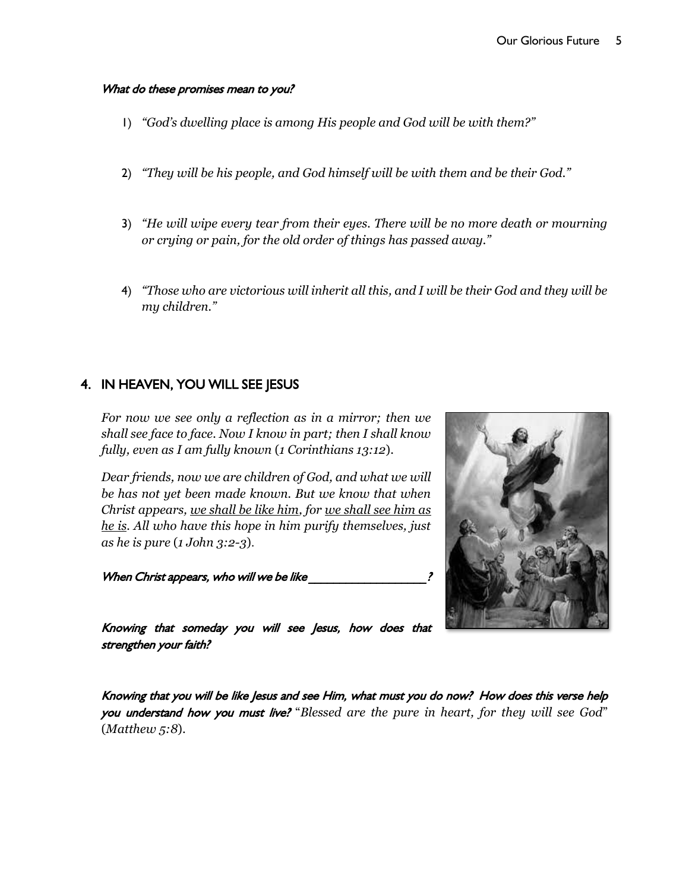***What do these promises mean to you?***

1) *"God's dwelling place is among His people and God will be with them?"*

2) *"They will be his people, and God himself will be with them and be their God."*

3) *"He will wipe every tear from their eyes. There will be no more death or mourning or crying or pain, for the old order of things has passed away."*

4) *"Those who are victorious will inherit all this, and I will be their God and they will be my children."*

## 4. IN HEAVEN, YOU WILL SEE JESUS

*For now we see only a reflection as in a mirror; then we shall see face to face. Now I know in part; then I shall know fully, even as I am fully known* (*1 Corinthians 13:12*).

*Dear friends, now we are children of God, and what we will be has not yet been made known. But we know that when Christ appears, <u>we shall be like him</u>, for <u>we shall see him as he is</u>. All who have this hope in him purify themselves, just as he is pure* (*1 John 3:2-3*).

***When Christ appears, who will we be like \_\_\_\_\_\_\_\_\_\_\_\_\_\_\_\_\_?***

***Knowing that someday you will see Jesus, how does that strengthen your faith?***

***Knowing that you will be like Jesus and see Him, what must you do now? How does this verse help you understand how you must live?*** "*Blessed are the pure in heart, for they will see God*" (*Matthew 5:8*).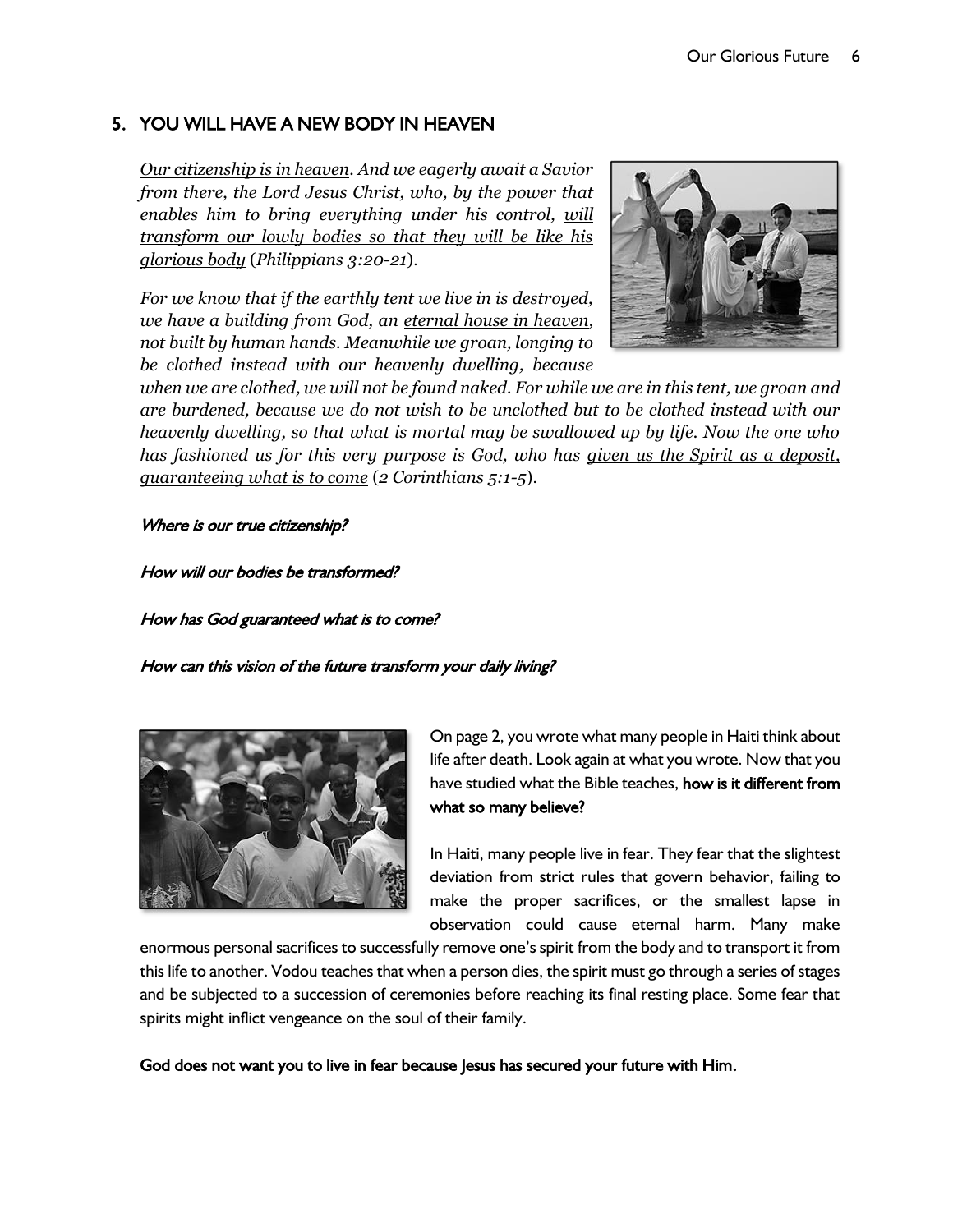## 5. YOU WILL HAVE A NEW BODY IN HEAVEN

*<u>Our citizenship is in heaven</u>. And we eagerly await a Savior from there, the Lord Jesus Christ, who, by the power that enables him to bring everything under his control, <u>will transform our lowly bodies so that they will be like his glorious body</u> (Philippians 3:20-21).*

*For we know that if the earthly tent we live in is destroyed, we have a building from God, an <u>eternal house in heaven</u>, not built by human hands. Meanwhile we groan, longing to be clothed instead with our heavenly dwelling, because when we are clothed, we will not be found naked. For while we are in this tent, we groan and are burdened, because we do not wish to be unclothed but to be clothed instead with our heavenly dwelling, so that what is mortal may be swallowed up by life. Now the one who has fashioned us for this very purpose is God, who has <u>given us the Spirit as a deposit, guaranteeing what is to come</u> (2 Corinthians 5:1-5).*

*Where is our true citizenship?*

*How will our bodies be transformed?*

*How has God guaranteed what is to come?*

*How can this vision of the future transform your daily living?*

On page 2, you wrote what many people in Haiti think about life after death. Look again at what you wrote. Now that you have studied what the Bible teaches, **how is it different from what so many believe?**

In Haiti, many people live in fear. They fear that the slightest deviation from strict rules that govern behavior, failing to make the proper sacrifices, or the smallest lapse in observation could cause eternal harm. Many make enormous personal sacrifices to successfully remove one's spirit from the body and to transport it from this life to another. Vodou teaches that when a person dies, the spirit must go through a series of stages and be subjected to a succession of ceremonies before reaching its final resting place. Some fear that spirits might inflict vengeance on the soul of their family.

**God does not want you to live in fear because Jesus has secured your future with Him.**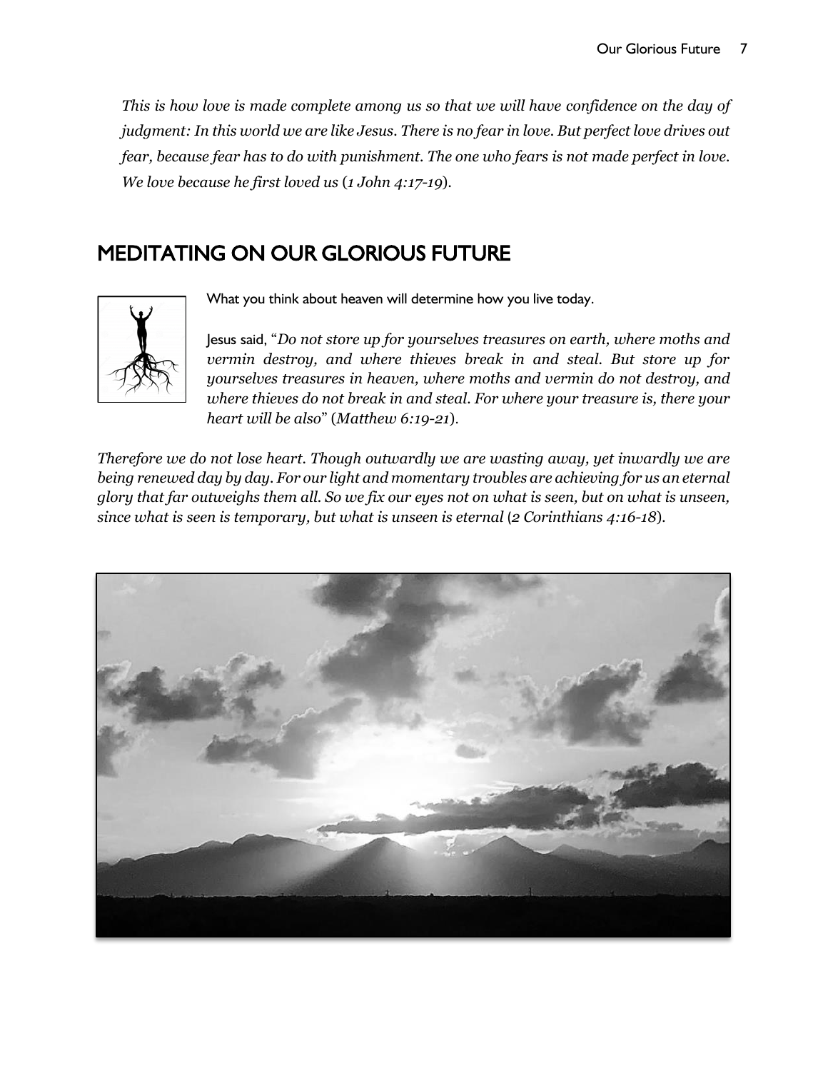*This is how love is made complete among us so that we will have confidence on the day of judgment: In this world we are like Jesus. There is no fear in love. But perfect love drives out fear, because fear has to do with punishment. The one who fears is not made perfect in love. We love because he first loved us* (*1 John 4:17-19*).

## MEDITATING ON OUR GLORIOUS FUTURE

What you think about heaven will determine how you live today.

Jesus said, "*Do not store up for yourselves treasures on earth, where moths and vermin destroy, and where thieves break in and steal. But store up for yourselves treasures in heaven, where moths and vermin do not destroy, and where thieves do not break in and steal. For where your treasure is, there your heart will be also*" (*Matthew 6:19-21*).

*Therefore we do not lose heart. Though outwardly we are wasting away, yet inwardly we are being renewed day by day. For our light and momentary troubles are achieving for us an eternal glory that far outweighs them all. So we fix our eyes not on what is seen, but on what is unseen, since what is seen is temporary, but what is unseen is eternal* (*2 Corinthians 4:16-18*).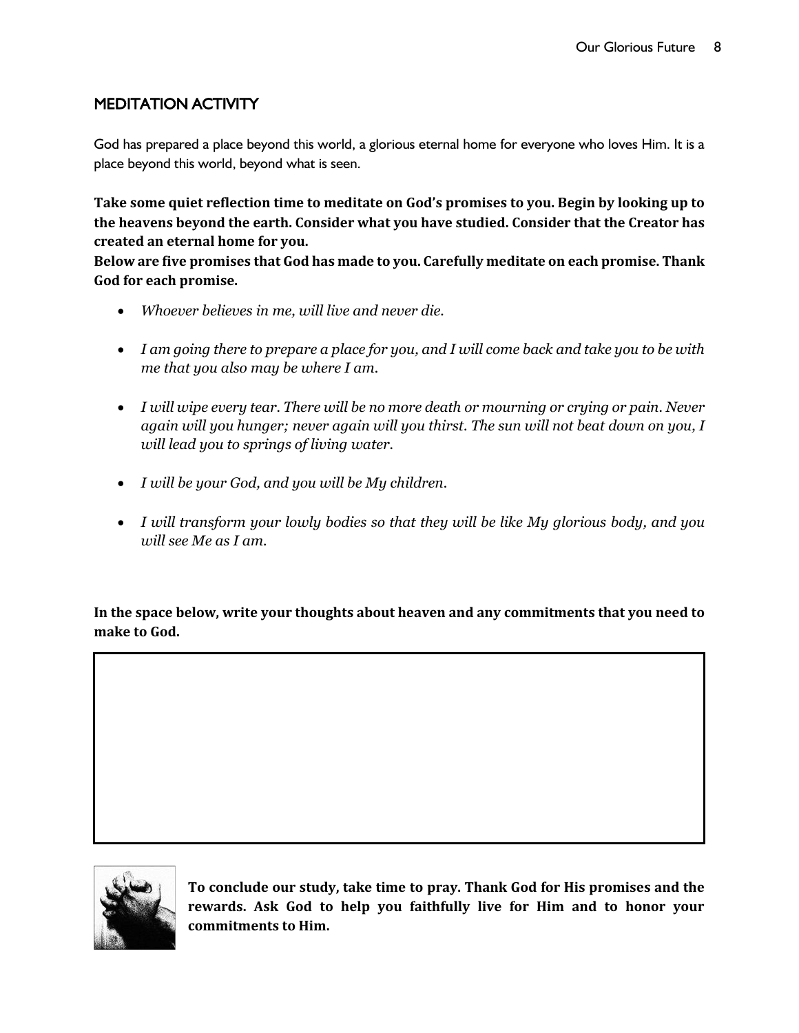## MEDITATION ACTIVITY

God has prepared a place beyond this world, a glorious eternal home for everyone who loves Him. It is a place beyond this world, beyond what is seen.

**Take some quiet reflection time to meditate on God's promises to you. Begin by looking up to the heavens beyond the earth. Consider what you have studied. Consider that the Creator has created an eternal home for you.**

**Below are five promises that God has made to you. Carefully meditate on each promise. Thank God for each promise.**

- *Whoever believes in me, will live and never die.*
- *I am going there to prepare a place for you, and I will come back and take you to be with me that you also may be where I am.*
- *I will wipe every tear. There will be no more death or mourning or crying or pain. Never again will you hunger; never again will you thirst. The sun will not beat down on you, I will lead you to springs of living water.*
- *I will be your God, and you will be My children.*
- *I will transform your lowly bodies so that they will be like My glorious body, and you will see Me as I am.*

**In the space below, write your thoughts about heaven and any commitments that you need to make to God.**

**To conclude our study, take time to pray. Thank God for His promises and the rewards. Ask God to help you faithfully live for Him and to honor your commitments to Him.**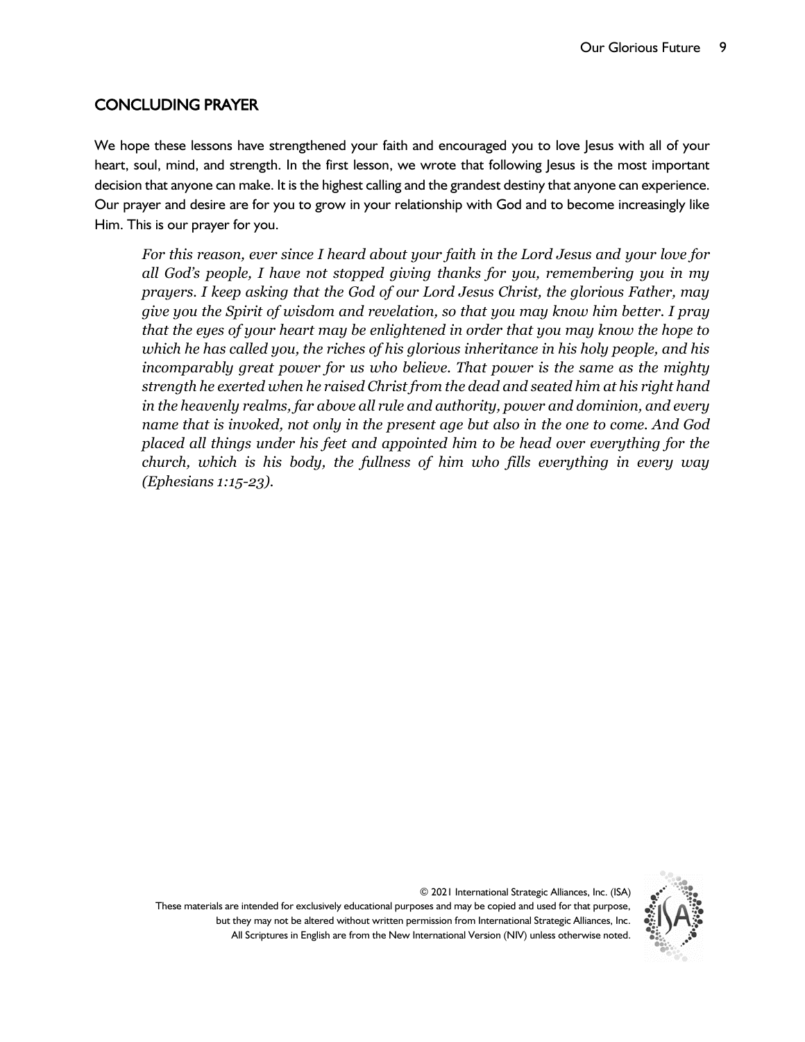## CONCLUDING PRAYER

We hope these lessons have strengthened your faith and encouraged you to love Jesus with all of your heart, soul, mind, and strength. In the first lesson, we wrote that following Jesus is the most important decision that anyone can make. It is the highest calling and the grandest destiny that anyone can experience. Our prayer and desire are for you to grow in your relationship with God and to become increasingly like Him. This is our prayer for you.

> *For this reason, ever since I heard about your faith in the Lord Jesus and your love for all God's people, I have not stopped giving thanks for you, remembering you in my prayers. I keep asking that the God of our Lord Jesus Christ, the glorious Father, may give you the Spirit of wisdom and revelation, so that you may know him better. I pray that the eyes of your heart may be enlightened in order that you may know the hope to which he has called you, the riches of his glorious inheritance in his holy people, and his incomparably great power for us who believe. That power is the same as the mighty strength he exerted when he raised Christ from the dead and seated him at his right hand in the heavenly realms, far above all rule and authority, power and dominion, and every name that is invoked, not only in the present age but also in the one to come. And God placed all things under his feet and appointed him to be head over everything for the church, which is his body, the fullness of him who fills everything in every way (Ephesians 1:15-23).*

© 2021 International Strategic Alliances, Inc. (ISA)
These materials are intended for exclusively educational purposes and may be copied and used for that purpose, but they may not be altered without written permission from International Strategic Alliances, Inc.
All Scriptures in English are from the New International Version (NIV) unless otherwise noted.